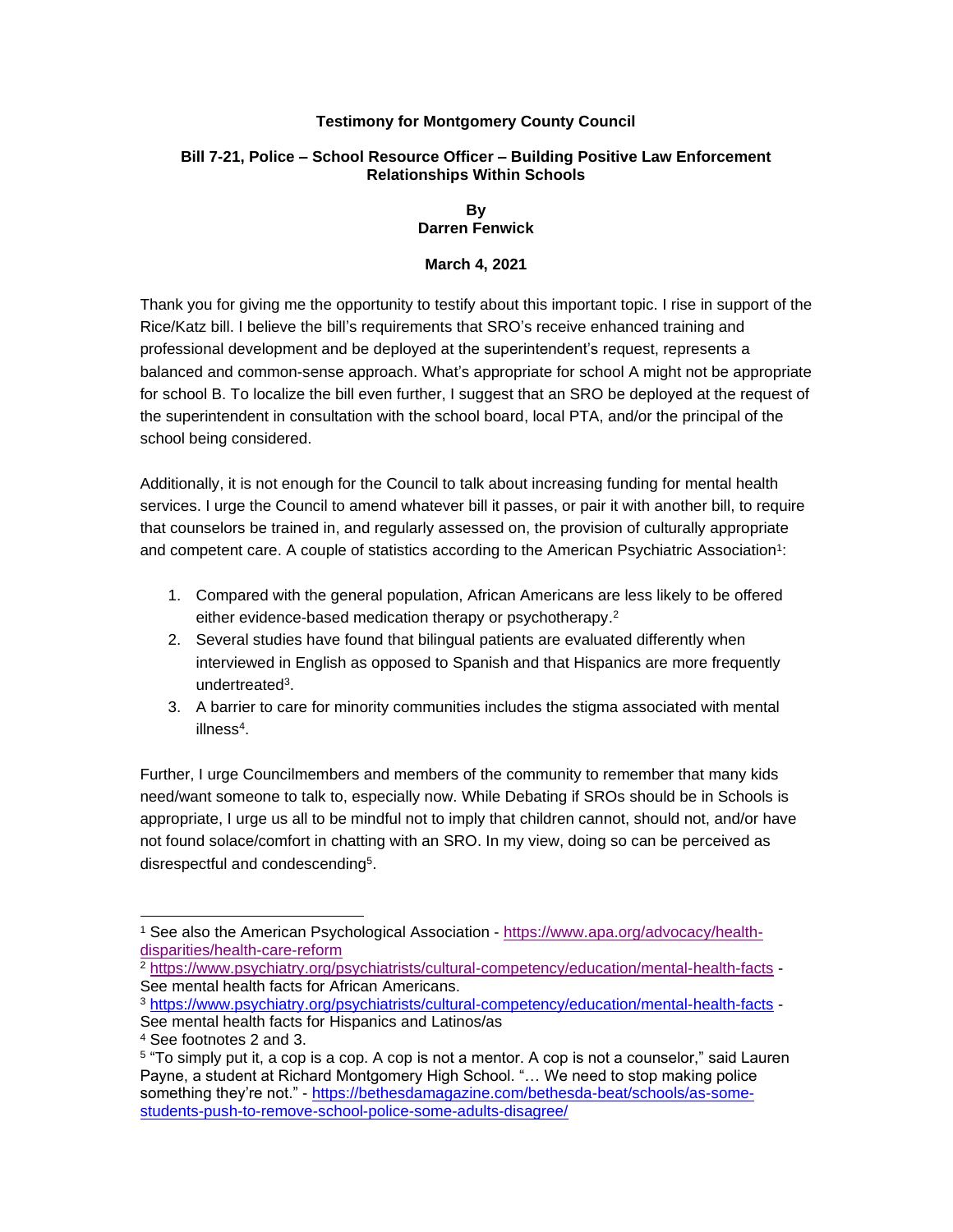**Testimony for Montgomery County Council**

**Bill 7-21, Police – School Resource Officer – Building Positive Law Enforcement Relationships Within Schools**

**By**
**Darren Fenwick**

**March 4, 2021**

Thank you for giving me the opportunity to testify about this important topic. I rise in support of the Rice/Katz bill. I believe the bill's requirements that SRO's receive enhanced training and professional development and be deployed at the superintendent's request, represents a balanced and common-sense approach. What's appropriate for school A might not be appropriate for school B. To localize the bill even further, I suggest that an SRO be deployed at the request of the superintendent in consultation with the school board, local PTA, and/or the principal of the school being considered.

Additionally, it is not enough for the Council to talk about increasing funding for mental health services. I urge the Council to amend whatever bill it passes, or pair it with another bill, to require that counselors be trained in, and regularly assessed on, the provision of culturally appropriate and competent care. A couple of statistics according to the American Psychiatric Association[1]:

1. Compared with the general population, African Americans are less likely to be offered either evidence-based medication therapy or psychotherapy.[2]
2. Several studies have found that bilingual patients are evaluated differently when interviewed in English as opposed to Spanish and that Hispanics are more frequently undertreated[3].
3. A barrier to care for minority communities includes the stigma associated with mental illness[4].

Further, I urge Councilmembers and members of the community to remember that many kids need/want someone to talk to, especially now. While Debating if SROs should be in Schools is appropriate, I urge us all to be mindful not to imply that children cannot, should not, and/or have not found solace/comfort in chatting with an SRO. In my view, doing so can be perceived as disrespectful and condescending[5].

---

[1] See also the American Psychological Association - https://www.apa.org/advocacy/health-disparities/health-care-reform

[2] https://www.psychiatry.org/psychiatrists/cultural-competency/education/mental-health-facts - See mental health facts for African Americans.

[3] https://www.psychiatry.org/psychiatrists/cultural-competency/education/mental-health-facts - See mental health facts for Hispanics and Latinos/as

[4] See footnotes 2 and 3.

[5] "To simply put it, a cop is a cop. A cop is not a mentor. A cop is not a counselor," said Lauren Payne, a student at Richard Montgomery High School. "… We need to stop making police something they're not." - https://bethesdamagazine.com/bethesda-beat/schools/as-some-students-push-to-remove-school-police-some-adults-disagree/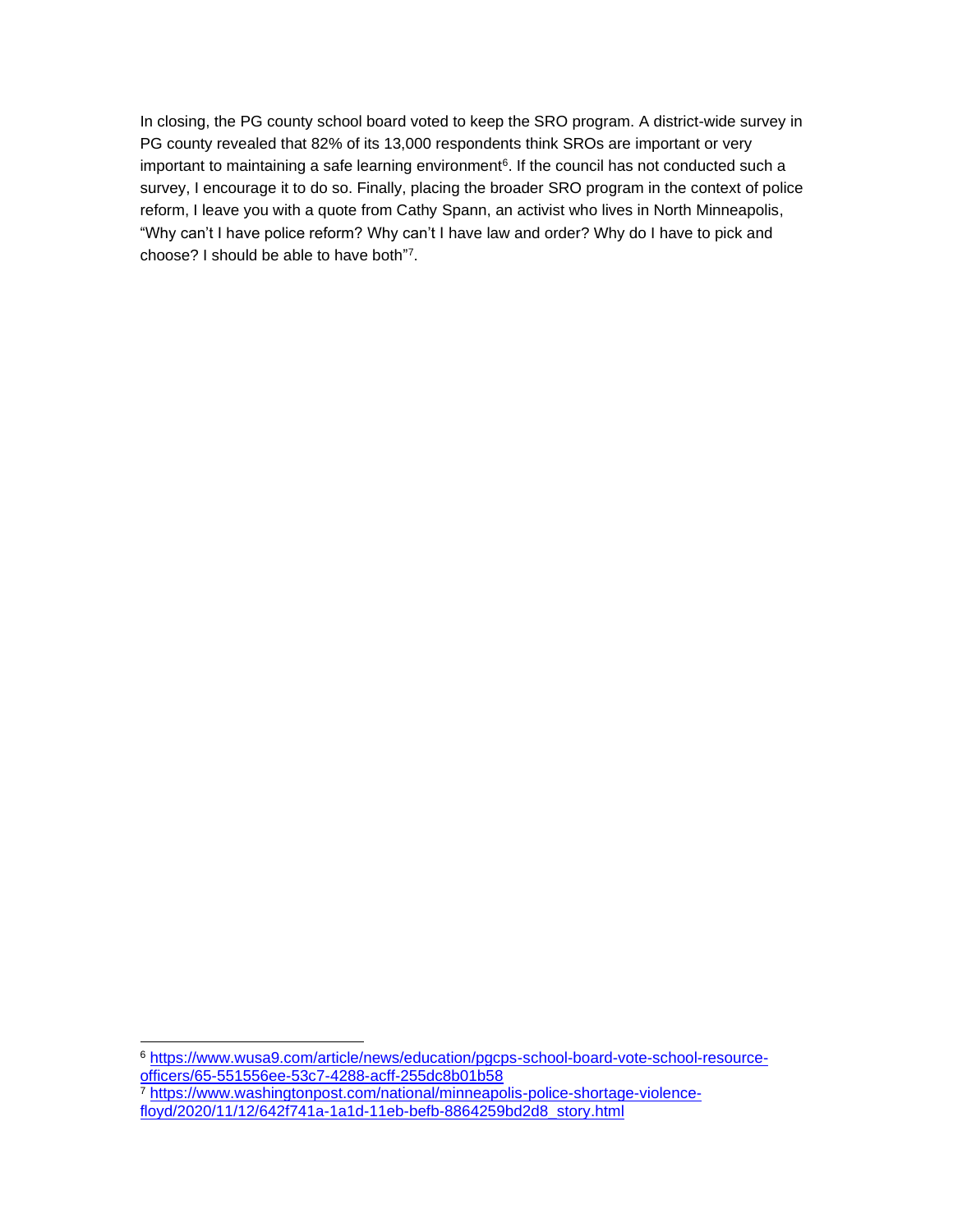In closing, the PG county school board voted to keep the SRO program. A district-wide survey in PG county revealed that 82% of its 13,000 respondents think SROs are important or very important to maintaining a safe learning environment[6]. If the council has not conducted such a survey, I encourage it to do so. Finally, placing the broader SRO program in the context of police reform, I leave you with a quote from Cathy Spann, an activist who lives in North Minneapolis, "Why can't I have police reform? Why can't I have law and order? Why do I have to pick and choose? I should be able to have both"[7].

---

[6] https://www.wusa9.com/article/news/education/pgcps-school-board-vote-school-resource-officers/65-551556ee-53c7-4288-acff-255dc8b01b58

[7] https://www.washingtonpost.com/national/minneapolis-police-shortage-violence-floyd/2020/11/12/642f741a-1a1d-11eb-befb-8864259bd2d8_story.html